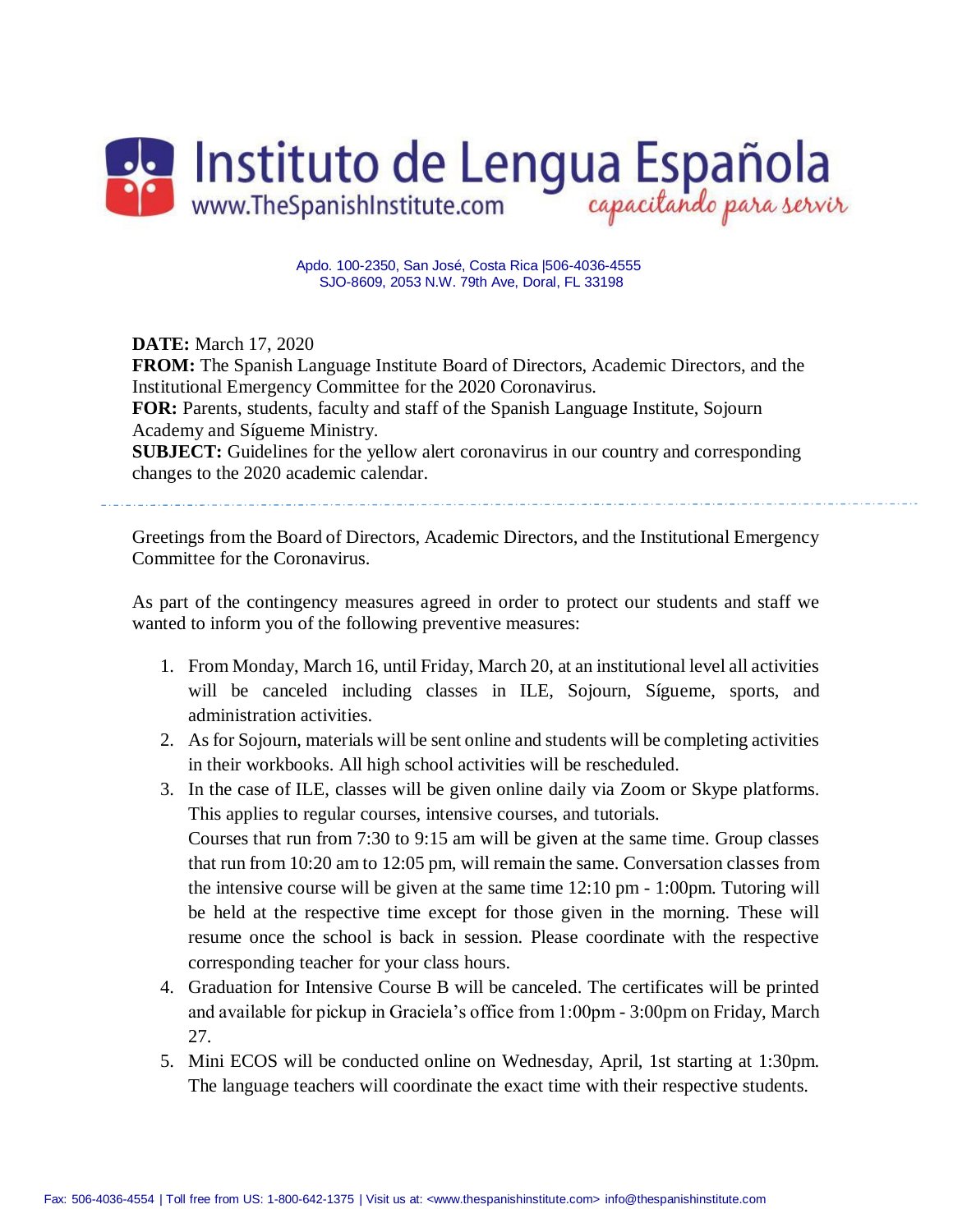# Instituto de Lengua Española

www.TheSpanishInstitute.com *capacitando para servir*

Apdo. 100-2350, San José, Costa Rica |506-4036-4555
SJO-8609, 2053 N.W. 79th Ave, Doral, FL 33198

**DATE:** March 17, 2020
**FROM:** The Spanish Language Institute Board of Directors, Academic Directors, and the Institutional Emergency Committee for the 2020 Coronavirus.
**FOR:** Parents, students, faculty and staff of the Spanish Language Institute, Sojourn Academy and Sígueme Ministry.
**SUBJECT:** Guidelines for the yellow alert coronavirus in our country and corresponding changes to the 2020 academic calendar.

---

Greetings from the Board of Directors, Academic Directors, and the Institutional Emergency Committee for the Coronavirus.

As part of the contingency measures agreed in order to protect our students and staff we wanted to inform you of the following preventive measures:

1. From Monday, March 16, until Friday, March 20, at an institutional level all activities will be canceled including classes in ILE, Sojourn, Sígueme, sports, and administration activities.
2. As for Sojourn, materials will be sent online and students will be completing activities in their workbooks. All high school activities will be rescheduled.
3. In the case of ILE, classes will be given online daily via Zoom or Skype platforms. This applies to regular courses, intensive courses, and tutorials.
   Courses that run from 7:30 to 9:15 am will be given at the same time. Group classes that run from 10:20 am to 12:05 pm, will remain the same. Conversation classes from the intensive course will be given at the same time 12:10 pm - 1:00pm. Tutoring will be held at the respective time except for those given in the morning. These will resume once the school is back in session. Please coordinate with the respective corresponding teacher for your class hours.
4. Graduation for Intensive Course B will be canceled. The certificates will be printed and available for pickup in Graciela's office from 1:00pm - 3:00pm on Friday, March 27.
5. Mini ECOS will be conducted online on Wednesday, April, 1st starting at 1:30pm. The language teachers will coordinate the exact time with their respective students.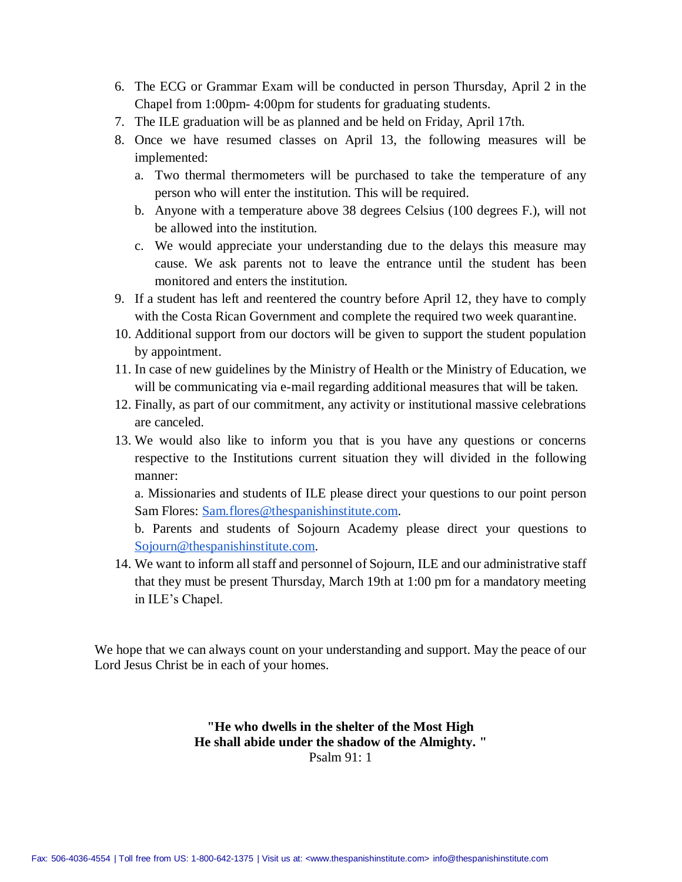6. The ECG or Grammar Exam will be conducted in person Thursday, April 2 in the Chapel from 1:00pm- 4:00pm for students for graduating students.
7. The ILE graduation will be as planned and be held on Friday, April 17th.
8. Once we have resumed classes on April 13, the following measures will be implemented:
   a. Two thermal thermometers will be purchased to take the temperature of any person who will enter the institution. This will be required.
   b. Anyone with a temperature above 38 degrees Celsius (100 degrees F.), will not be allowed into the institution.
   c. We would appreciate your understanding due to the delays this measure may cause. We ask parents not to leave the entrance until the student has been monitored and enters the institution.
9. If a student has left and reentered the country before April 12, they have to comply with the Costa Rican Government and complete the required two week quarantine.
10. Additional support from our doctors will be given to support the student population by appointment.
11. In case of new guidelines by the Ministry of Health or the Ministry of Education, we will be communicating via e-mail regarding additional measures that will be taken.
12. Finally, as part of our commitment, any activity or institutional massive celebrations are canceled.
13. We would also like to inform you that is you have any questions or concerns respective to the Institutions current situation they will divided in the following manner:

    a. Missionaries and students of ILE please direct your questions to our point person Sam Flores: Sam.flores@thespanishinstitute.com.

    b. Parents and students of Sojourn Academy please direct your questions to Sojourn@thespanishinstitute.com.
14. We want to inform all staff and personnel of Sojourn, ILE and our administrative staff that they must be present Thursday, March 19th at 1:00 pm for a mandatory meeting in ILE's Chapel.

We hope that we can always count on your understanding and support. May the peace of our Lord Jesus Christ be in each of your homes.

**"He who dwells in the shelter of the Most High**
**He shall abide under the shadow of the Almighty. "**
Psalm 91: 1

Fax: 506-4036-4554 | Toll free from US: 1-800-642-1375 | Visit us at: <www.thespanishinstitute.com> info@thespanishinstitute.com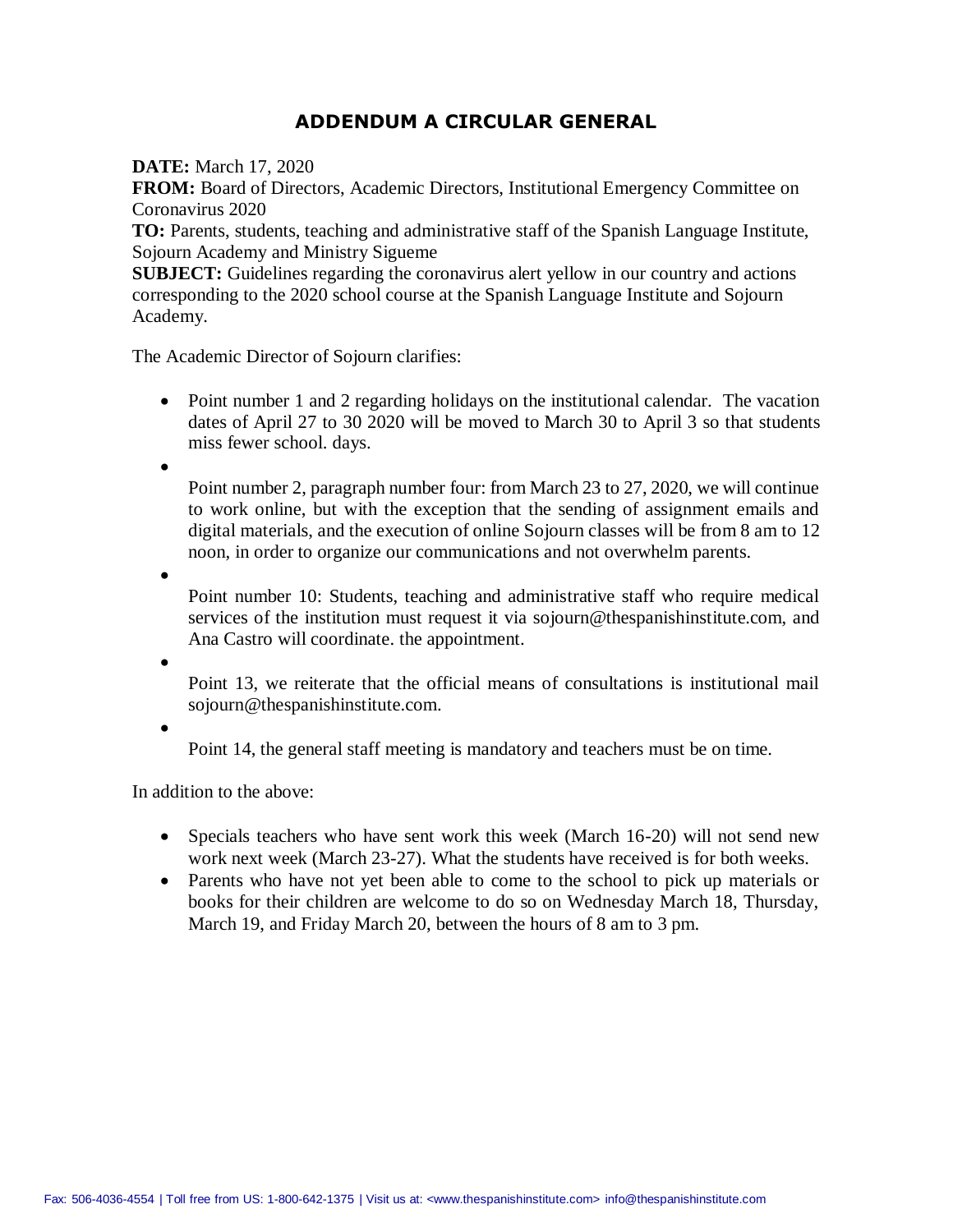# ADDENDUM A CIRCULAR GENERAL

**DATE:** March 17, 2020
**FROM:** Board of Directors, Academic Directors, Institutional Emergency Committee on Coronavirus 2020
**TO:** Parents, students, teaching and administrative staff of the Spanish Language Institute, Sojourn Academy and Ministry Sigueme
**SUBJECT:** Guidelines regarding the coronavirus alert yellow in our country and actions corresponding to the 2020 school course at the Spanish Language Institute and Sojourn Academy.

The Academic Director of Sojourn clarifies:

- Point number 1 and 2 regarding holidays on the institutional calendar. The vacation dates of April 27 to 30 2020 will be moved to March 30 to April 3 so that students miss fewer school. days.
- Point number 2, paragraph number four: from March 23 to 27, 2020, we will continue to work online, but with the exception that the sending of assignment emails and digital materials, and the execution of online Sojourn classes will be from 8 am to 12 noon, in order to organize our communications and not overwhelm parents.
- Point number 10: Students, teaching and administrative staff who require medical services of the institution must request it via sojourn@thespanishinstitute.com, and Ana Castro will coordinate. the appointment.
- Point 13, we reiterate that the official means of consultations is institutional mail sojourn@thespanishinstitute.com.
- Point 14, the general staff meeting is mandatory and teachers must be on time.

In addition to the above:

- Specials teachers who have sent work this week (March 16-20) will not send new work next week (March 23-27). What the students have received is for both weeks.
- Parents who have not yet been able to come to the school to pick up materials or books for their children are welcome to do so on Wednesday March 18, Thursday, March 19, and Friday March 20, between the hours of 8 am to 3 pm.